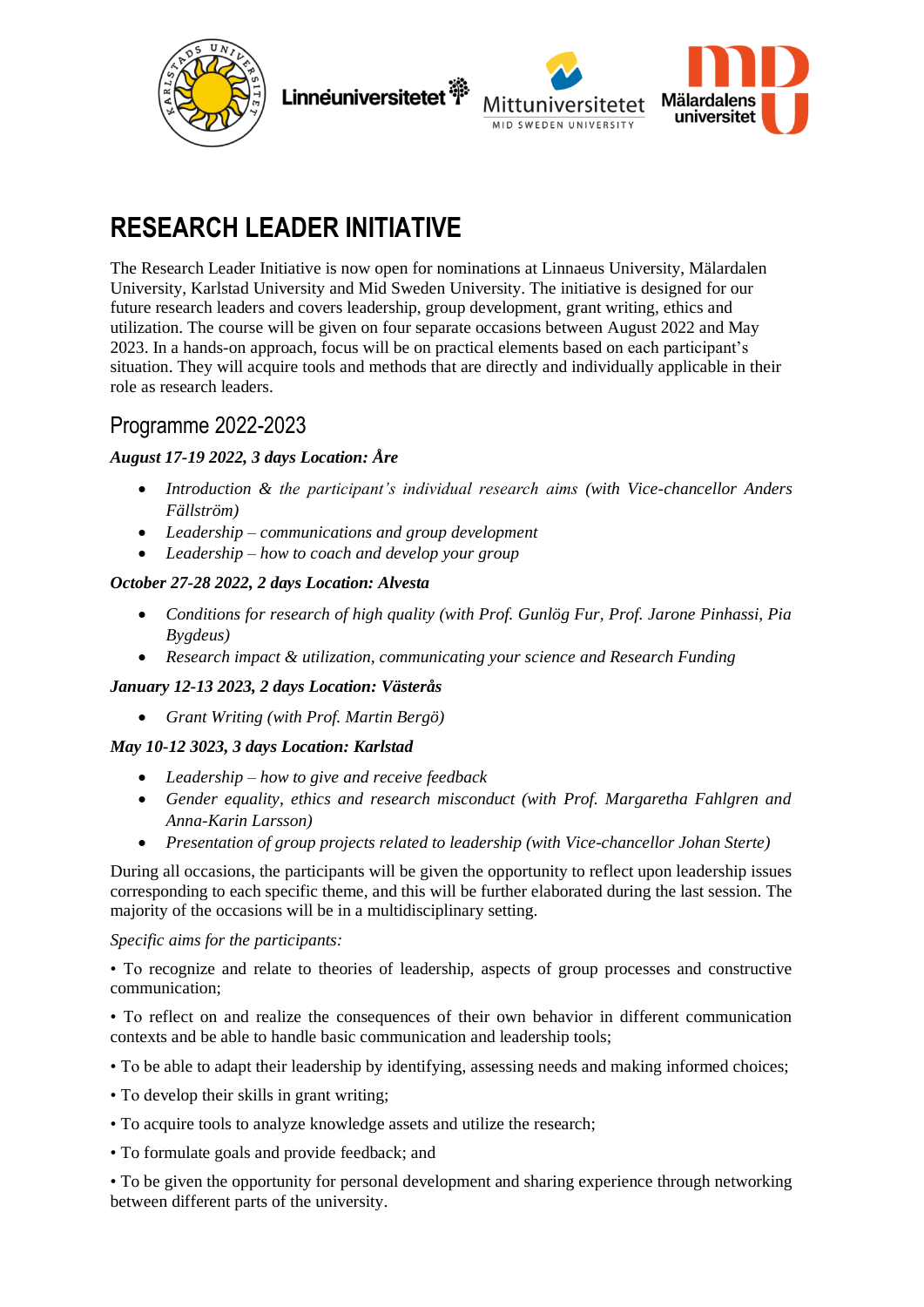# RESEARCH LEADER INITIATIVE

The Research Leader Initiative is now open for nominations at Linnaeus University, Mälardalen University, Karlstad University and Mid Sweden University. The initiative is designed for our future research leaders and covers leadership, group development, grant writing, ethics and utilization. The course will be given on four separate occasions between August 2022 and May 2023. In a hands-on approach, focus will be on practical elements based on each participant's situation. They will acquire tools and methods that are directly and individually applicable in their role as research leaders.

## Programme 2022-2023

***August 17-19 2022, 3 days Location: Åre***

- *Introduction & the participant's individual research aims (with Vice-chancellor Anders Fällström)*
- *Leadership – communications and group development*
- *Leadership – how to coach and develop your group*

***October 27-28 2022, 2 days Location: Alvesta***

- *Conditions for research of high quality (with Prof. Gunlög Fur, Prof. Jarone Pinhassi, Pia Bygdeus)*
- *Research impact & utilization, communicating your science and Research Funding*

***January 12-13 2023, 2 days Location: Västerås***

- *Grant Writing (with Prof. Martin Bergö)*

***May 10-12 3023, 3 days Location: Karlstad***

- *Leadership – how to give and receive feedback*
- *Gender equality, ethics and research misconduct (with Prof. Margaretha Fahlgren and Anna-Karin Larsson)*
- *Presentation of group projects related to leadership (with Vice-chancellor Johan Sterte)*

During all occasions, the participants will be given the opportunity to reflect upon leadership issues corresponding to each specific theme, and this will be further elaborated during the last session. The majority of the occasions will be in a multidisciplinary setting.

*Specific aims for the participants:*

• To recognize and relate to theories of leadership, aspects of group processes and constructive communication;

• To reflect on and realize the consequences of their own behavior in different communication contexts and be able to handle basic communication and leadership tools;

• To be able to adapt their leadership by identifying, assessing needs and making informed choices;

• To develop their skills in grant writing;

• To acquire tools to analyze knowledge assets and utilize the research;

• To formulate goals and provide feedback; and

• To be given the opportunity for personal development and sharing experience through networking between different parts of the university.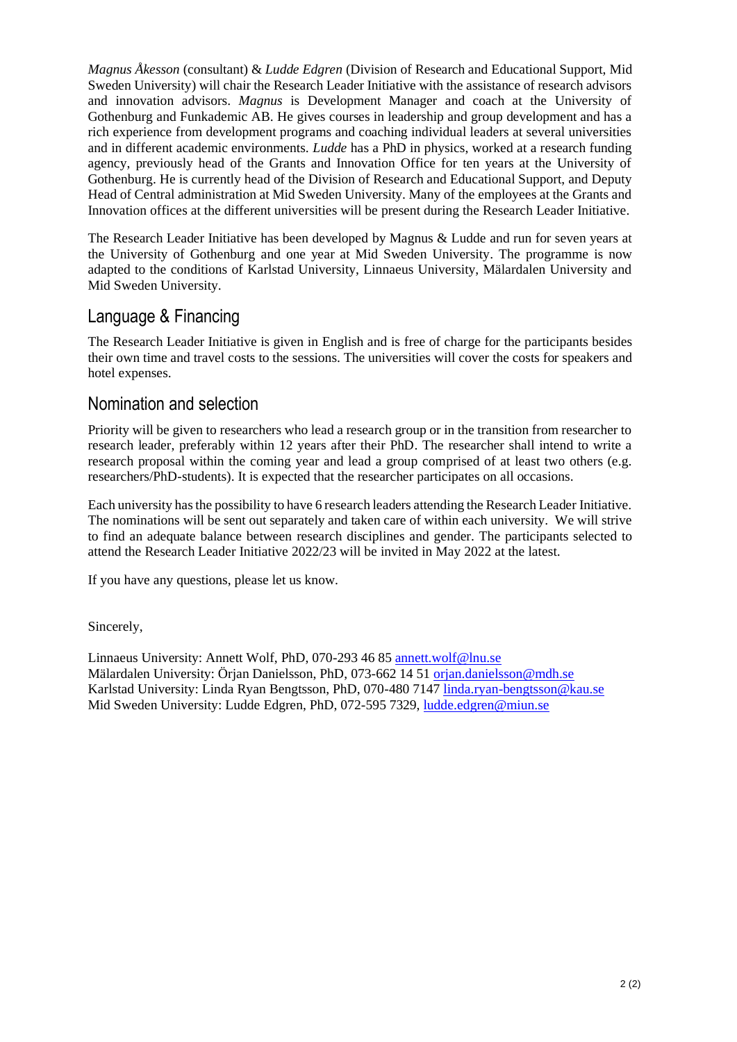*Magnus Åkesson* (consultant) & *Ludde Edgren* (Division of Research and Educational Support, Mid Sweden University) will chair the Research Leader Initiative with the assistance of research advisors and innovation advisors. *Magnus* is Development Manager and coach at the University of Gothenburg and Funkademic AB. He gives courses in leadership and group development and has a rich experience from development programs and coaching individual leaders at several universities and in different academic environments. *Ludde* has a PhD in physics, worked at a research funding agency, previously head of the Grants and Innovation Office for ten years at the University of Gothenburg. He is currently head of the Division of Research and Educational Support, and Deputy Head of Central administration at Mid Sweden University. Many of the employees at the Grants and Innovation offices at the different universities will be present during the Research Leader Initiative.

The Research Leader Initiative has been developed by Magnus & Ludde and run for seven years at the University of Gothenburg and one year at Mid Sweden University. The programme is now adapted to the conditions of Karlstad University, Linnaeus University, Mälardalen University and Mid Sweden University.

## Language & Financing

The Research Leader Initiative is given in English and is free of charge for the participants besides their own time and travel costs to the sessions. The universities will cover the costs for speakers and hotel expenses.

## Nomination and selection

Priority will be given to researchers who lead a research group or in the transition from researcher to research leader, preferably within 12 years after their PhD. The researcher shall intend to write a research proposal within the coming year and lead a group comprised of at least two others (e.g. researchers/PhD-students). It is expected that the researcher participates on all occasions.

Each university has the possibility to have 6 research leaders attending the Research Leader Initiative. The nominations will be sent out separately and taken care of within each university. We will strive to find an adequate balance between research disciplines and gender. The participants selected to attend the Research Leader Initiative 2022/23 will be invited in May 2022 at the latest.

If you have any questions, please let us know.

Sincerely,

Linnaeus University: Annett Wolf, PhD, 070-293 46 85 annett.wolf@lnu.se
Mälardalen University: Örjan Danielsson, PhD, 073-662 14 51 orjan.danielsson@mdh.se
Karlstad University: Linda Ryan Bengtsson, PhD, 070-480 7147 linda.ryan-bengtsson@kau.se
Mid Sweden University: Ludde Edgren, PhD, 072-595 7329, ludde.edgren@miun.se